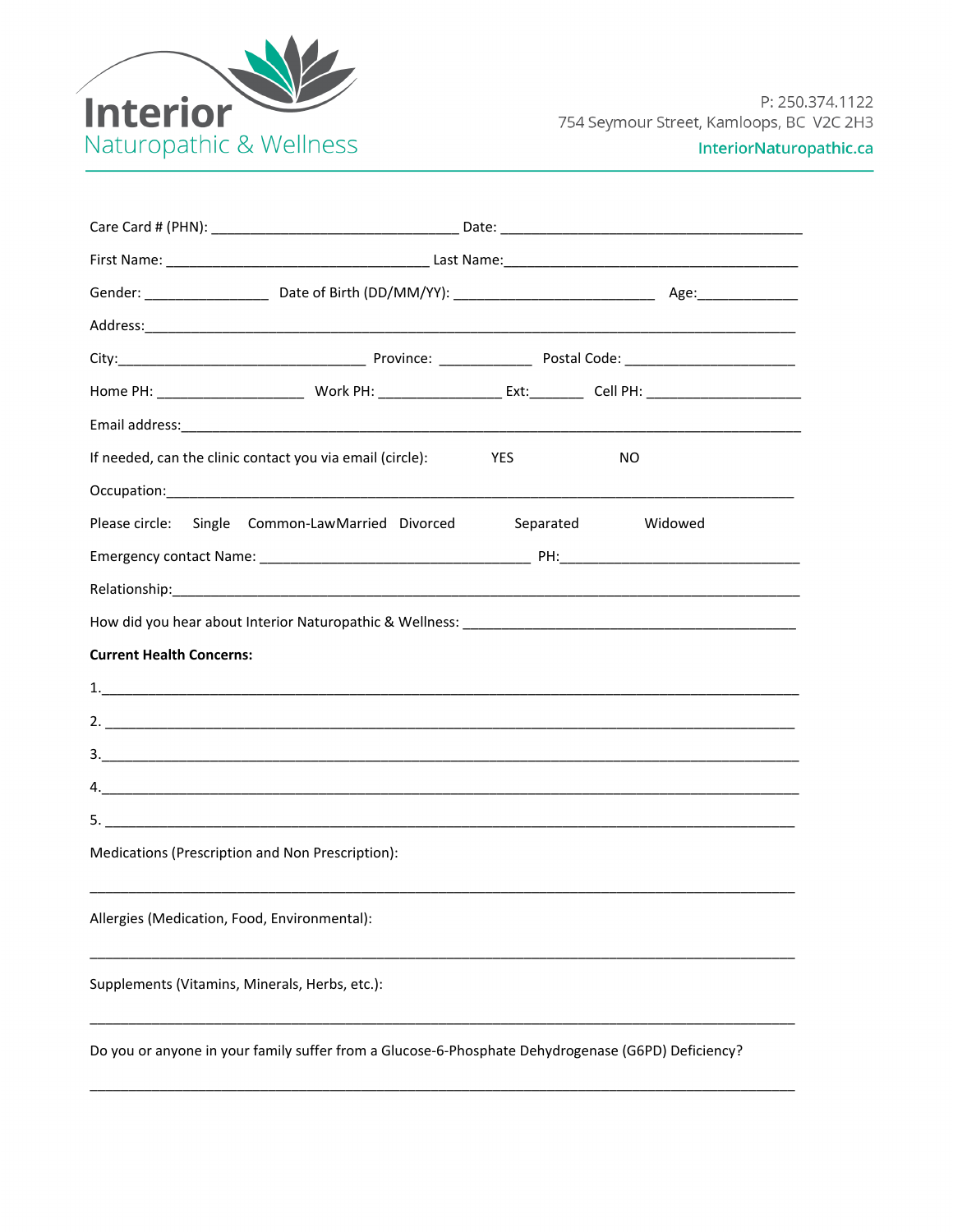# Interior Naturopathic & Wellness

P: 250.374.1122
754 Seymour Street, Kamloops, BC V2C 2H3
InteriorNaturopathic.ca

Care Card # (PHN): _______________________________ Date: _______________________________________

First Name: _________________________________ Last Name:_____________________________________

Gender: ________________ Date of Birth (DD/MM/YY): __________________________ Age:_____________

Address:___________________________________________________________________________________

City:________________________________ Province: ____________ Postal Code: ______________________

Home PH: ___________________ Work PH: ________________ Ext:_______ Cell PH: ____________________

Email address:_______________________________________________________________________________

If needed, can the clinic contact you via email (circle): YES NO

Occupation:__________________________________________________________________________________

Please circle: Single Common-LawMarried Divorced Separated Widowed

Emergency contact Name: __________________________________ PH:________________________________

Relationship:_________________________________________________________________________________

How did you hear about Interior Naturopathic & Wellness: ___________________________________________

**Current Health Concerns:**

1.__________________________________________________________________________________________

2. _________________________________________________________________________________________

3.__________________________________________________________________________________________

4.__________________________________________________________________________________________

5. _________________________________________________________________________________________

Medications (Prescription and Non Prescription):

____________________________________________________________________________________________

Allergies (Medication, Food, Environmental):

____________________________________________________________________________________________

Supplements (Vitamins, Minerals, Herbs, etc.):

____________________________________________________________________________________________

Do you or anyone in your family suffer from a Glucose-6-Phosphate Dehydrogenase (G6PD) Deficiency?

____________________________________________________________________________________________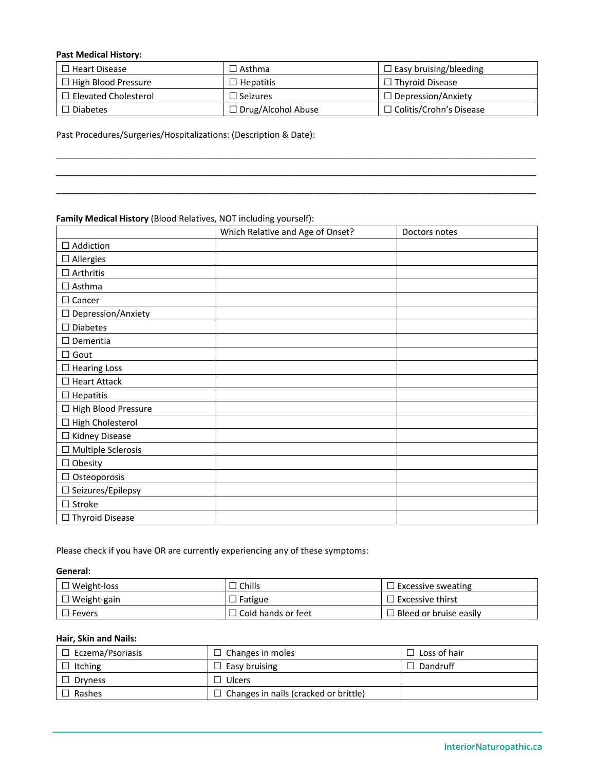**Past Medical History:**

| | | |
|---|---|---|
| ☐ Heart Disease | ☐ Asthma | ☐ Easy bruising/bleeding |
| ☐ High Blood Pressure | ☐ Hepatitis | ☐ Thyroid Disease |
| ☐ Elevated Cholesterol | ☐ Seizures | ☐ Depression/Anxiety |
| ☐ Diabetes | ☐ Drug/Alcohol Abuse | ☐ Colitis/Crohn's Disease |

Past Procedures/Surgeries/Hospitalizations: (Description & Date):

\_\_\_\_\_\_\_\_\_\_\_\_\_\_\_\_\_\_\_\_\_\_\_\_\_\_\_\_\_\_\_\_\_\_\_\_\_\_\_\_\_\_\_\_\_\_\_\_\_\_\_\_\_\_\_\_\_\_\_\_\_\_\_\_\_\_\_\_\_\_\_\_\_\_\_\_\_\_

\_\_\_\_\_\_\_\_\_\_\_\_\_\_\_\_\_\_\_\_\_\_\_\_\_\_\_\_\_\_\_\_\_\_\_\_\_\_\_\_\_\_\_\_\_\_\_\_\_\_\_\_\_\_\_\_\_\_\_\_\_\_\_\_\_\_\_\_\_\_\_\_\_\_\_\_\_\_

\_\_\_\_\_\_\_\_\_\_\_\_\_\_\_\_\_\_\_\_\_\_\_\_\_\_\_\_\_\_\_\_\_\_\_\_\_\_\_\_\_\_\_\_\_\_\_\_\_\_\_\_\_\_\_\_\_\_\_\_\_\_\_\_\_\_\_\_\_\_\_\_\_\_\_\_\_\_

**Family Medical History** (Blood Relatives, NOT including yourself):

| | Which Relative and Age of Onset? | Doctors notes |
|---|---|---|
| ☐ Addiction | | |
| ☐ Allergies | | |
| ☐ Arthritis | | |
| ☐ Asthma | | |
| ☐ Cancer | | |
| ☐ Depression/Anxiety | | |
| ☐ Diabetes | | |
| ☐ Dementia | | |
| ☐ Gout | | |
| ☐ Hearing Loss | | |
| ☐ Heart Attack | | |
| ☐ Hepatitis | | |
| ☐ High Blood Pressure | | |
| ☐ High Cholesterol | | |
| ☐ Kidney Disease | | |
| ☐ Multiple Sclerosis | | |
| ☐ Obesity | | |
| ☐ Osteoporosis | | |
| ☐ Seizures/Epilepsy | | |
| ☐ Stroke | | |
| ☐ Thyroid Disease | | |

Please check if you have OR are currently experiencing any of these symptoms:

**General:**

| | | |
|---|---|---|
| ☐ Weight-loss | ☐ Chills | ☐ Excessive sweating |
| ☐ Weight-gain | ☐ Fatigue | ☐ Excessive thirst |
| ☐ Fevers | ☐ Cold hands or feet | ☐ Bleed or bruise easily |

**Hair, Skin and Nails:**

| | | |
|---|---|---|
| ☐ Eczema/Psoriasis | ☐ Changes in moles | ☐ Loss of hair |
| ☐ Itching | ☐ Easy bruising | ☐ Dandruff |
| ☐ Dryness | ☐ Ulcers | |
| ☐ Rashes | ☐ Changes in nails (cracked or brittle) | |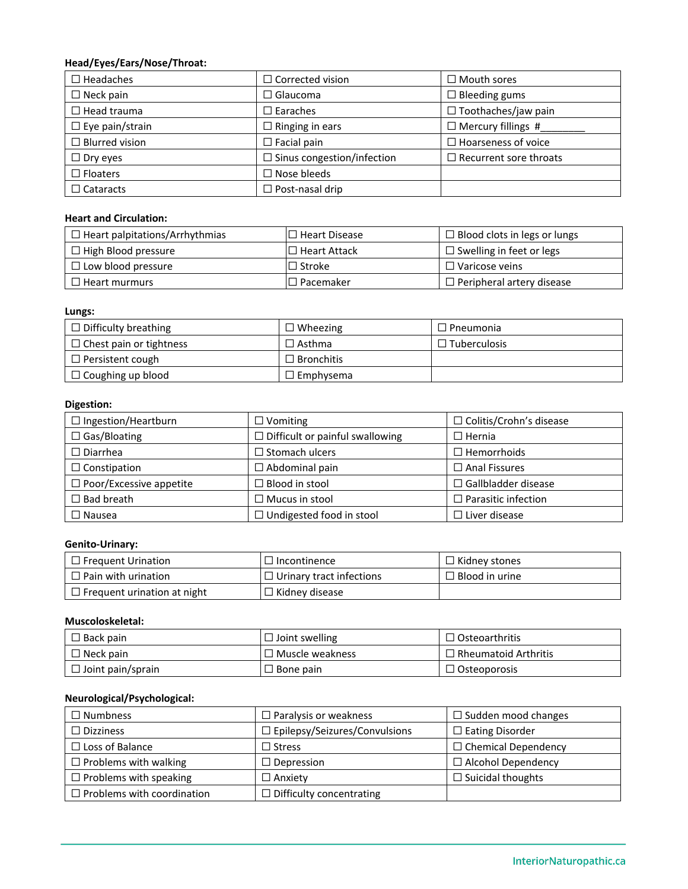**Head/Eyes/Ears/Nose/Throat:**

| | | |
|---|---|---|
| ☐ Headaches | ☐ Corrected vision | ☐ Mouth sores |
| ☐ Neck pain | ☐ Glaucoma | ☐ Bleeding gums |
| ☐ Head trauma | ☐ Earaches | ☐ Toothaches/jaw pain |
| ☐ Eye pain/strain | ☐ Ringing in ears | ☐ Mercury fillings #________ |
| ☐ Blurred vision | ☐ Facial pain | ☐ Hoarseness of voice |
| ☐ Dry eyes | ☐ Sinus congestion/infection | ☐ Recurrent sore throats |
| ☐ Floaters | ☐ Nose bleeds | |
| ☐ Cataracts | ☐ Post-nasal drip | |

**Heart and Circulation:**

| | | |
|---|---|---|
| ☐ Heart palpitations/Arrhythmias | ☐ Heart Disease | ☐ Blood clots in legs or lungs |
| ☐ High Blood pressure | ☐ Heart Attack | ☐ Swelling in feet or legs |
| ☐ Low blood pressure | ☐ Stroke | ☐ Varicose veins |
| ☐ Heart murmurs | ☐ Pacemaker | ☐ Peripheral artery disease |

**Lungs:**

| | | |
|---|---|---|
| ☐ Difficulty breathing | ☐ Wheezing | ☐ Pneumonia |
| ☐ Chest pain or tightness | ☐ Asthma | ☐ Tuberculosis |
| ☐ Persistent cough | ☐ Bronchitis | |
| ☐ Coughing up blood | ☐ Emphysema | |

**Digestion:**

| | | |
|---|---|---|
| ☐ Ingestion/Heartburn | ☐ Vomiting | ☐ Colitis/Crohn's disease |
| ☐ Gas/Bloating | ☐ Difficult or painful swallowing | ☐ Hernia |
| ☐ Diarrhea | ☐ Stomach ulcers | ☐ Hemorrhoids |
| ☐ Constipation | ☐ Abdominal pain | ☐ Anal Fissures |
| ☐ Poor/Excessive appetite | ☐ Blood in stool | ☐ Gallbladder disease |
| ☐ Bad breath | ☐ Mucus in stool | ☐ Parasitic infection |
| ☐ Nausea | ☐ Undigested food in stool | ☐ Liver disease |

**Genito-Urinary:**

| | | |
|---|---|---|
| ☐ Frequent Urination | ☐ Incontinence | ☐ Kidney stones |
| ☐ Pain with urination | ☐ Urinary tract infections | ☐ Blood in urine |
| ☐ Frequent urination at night | ☐ Kidney disease | |

**Muscoloskeletal:**

| | | |
|---|---|---|
| ☐ Back pain | ☐ Joint swelling | ☐ Osteoarthritis |
| ☐ Neck pain | ☐ Muscle weakness | ☐ Rheumatoid Arthritis |
| ☐ Joint pain/sprain | ☐ Bone pain | ☐ Osteoporosis |

**Neurological/Psychological:**

| | | |
|---|---|---|
| ☐ Numbness | ☐ Paralysis or weakness | ☐ Sudden mood changes |
| ☐ Dizziness | ☐ Epilepsy/Seizures/Convulsions | ☐ Eating Disorder |
| ☐ Loss of Balance | ☐ Stress | ☐ Chemical Dependency |
| ☐ Problems with walking | ☐ Depression | ☐ Alcohol Dependency |
| ☐ Problems with speaking | ☐ Anxiety | ☐ Suicidal thoughts |
| ☐ Problems with coordination | ☐ Difficulty concentrating | |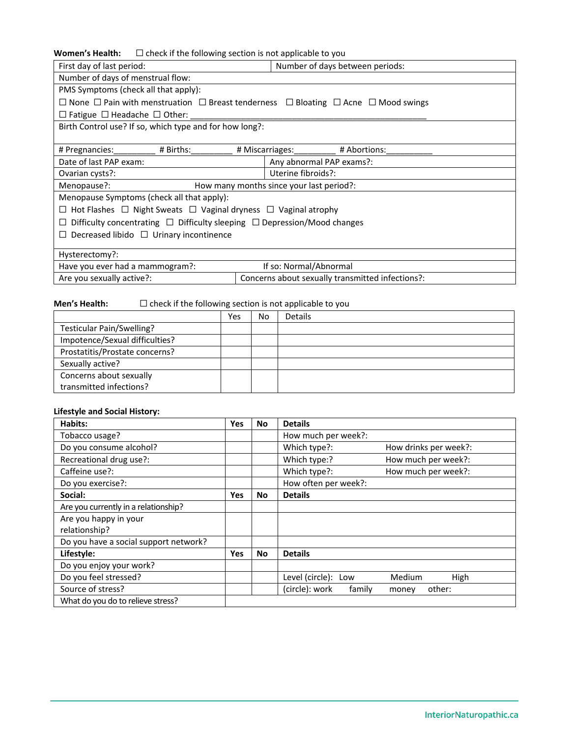**Women's Health:** ☐ check if the following section is not applicable to you

| | |
|---|---|
| First day of last period: | Number of days between periods: |
| Number of days of menstrual flow: | |
| PMS Symptoms (check all that apply):<br>☐ None ☐ Pain with menstruation ☐ Breast tenderness ☐ Bloating ☐ Acne ☐ Mood swings<br>☐ Fatigue ☐ Headache ☐ Other: ______________________________________________ | |
| Birth Control use? If so, which type and for how long?: | |
| # Pregnancies:_________ # Births:_________ # Miscarriages:_________ # Abortions:__________ | |
| Date of last PAP exam: | Any abnormal PAP exams?: |
| Ovarian cysts?: | Uterine fibroids?: |
| Menopause?: | How many months since your last period?: |
| Menopause Symptoms (check all that apply):<br>☐ Hot Flashes ☐ Night Sweats ☐ Vaginal dryness ☐ Vaginal atrophy<br>☐ Difficulty concentrating ☐ Difficulty sleeping ☐ Depression/Mood changes<br>☐ Decreased libido ☐ Urinary incontinence | |
| Hysterectomy?: | |
| Have you ever had a mammogram?: | If so: Normal/Abnormal |
| Are you sexually active?: | Concerns about sexually transmitted infections?: |

**Men's Health:** ☐ check if the following section is not applicable to you

| | Yes | No | Details |
|---|---|---|---|
| Testicular Pain/Swelling? | | | |
| Impotence/Sexual difficulties? | | | |
| Prostatitis/Prostate concerns? | | | |
| Sexually active? | | | |
| Concerns about sexually transmitted infections? | | | |

**Lifestyle and Social History:**

| **Habits:** | **Yes** | **No** | **Details** | |
|---|---|---|---|---|
| Tobacco usage? | | | How much per week?: | |
| Do you consume alcohol? | | | Which type?: | How drinks per week?: |
| Recreational drug use?: | | | Which type:? | How much per week?: |
| Caffeine use?: | | | Which type?: | How much per week?: |
| Do you exercise?: | | | How often per week?: | |
| **Social:** | **Yes** | **No** | **Details** | |
| Are you currently in a relationship? | | | | |
| Are you happy in your relationship? | | | | |
| Do you have a social support network? | | | | |
| **Lifestyle:** | **Yes** | **No** | **Details** | |
| Do you enjoy your work? | | | | |
| Do you feel stressed? | | | Level (circle): Low Medium High | |
| Source of stress? | | | (circle): work family money other: | |
| What do you do to relieve stress? | | | | |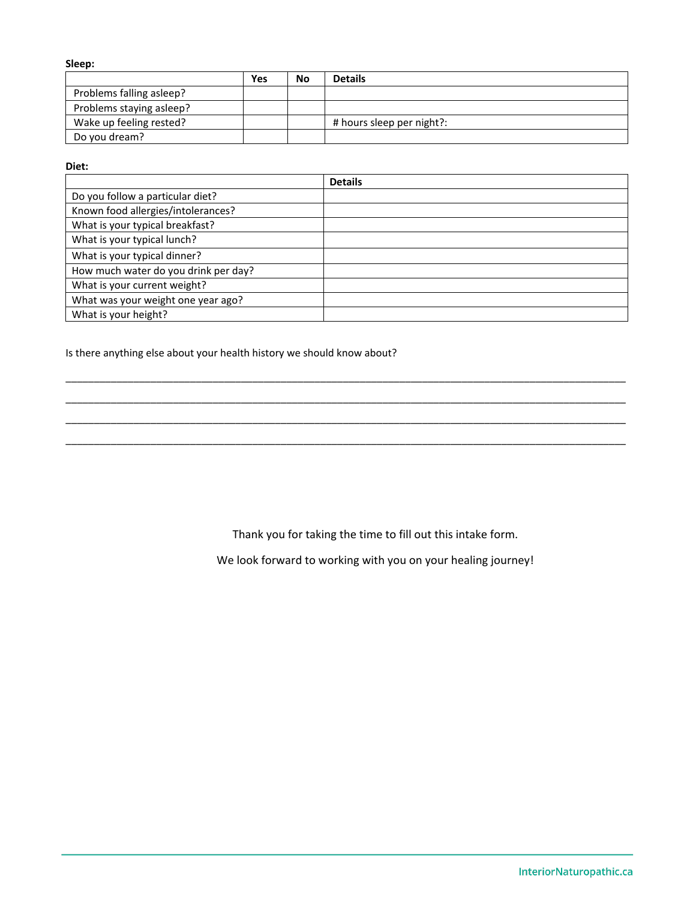**Sleep:**

| | Yes | No | Details |
|---|---|---|---|
| Problems falling asleep? | | | |
| Problems staying asleep? | | | |
| Wake up feeling rested? | | | # hours sleep per night?: |
| Do you dream? | | | |

**Diet:**

| | Details |
|---|---|
| Do you follow a particular diet? | |
| Known food allergies/intolerances? | |
| What is your typical breakfast? | |
| What is your typical lunch? | |
| What is your typical dinner? | |
| How much water do you drink per day? | |
| What is your current weight? | |
| What was your weight one year ago? | |
| What is your height? | |

Is there anything else about your health history we should know about?

_______________________________________________________________________________________

_______________________________________________________________________________________

_______________________________________________________________________________________

_______________________________________________________________________________________

Thank you for taking the time to fill out this intake form.

We look forward to working with you on your healing journey!